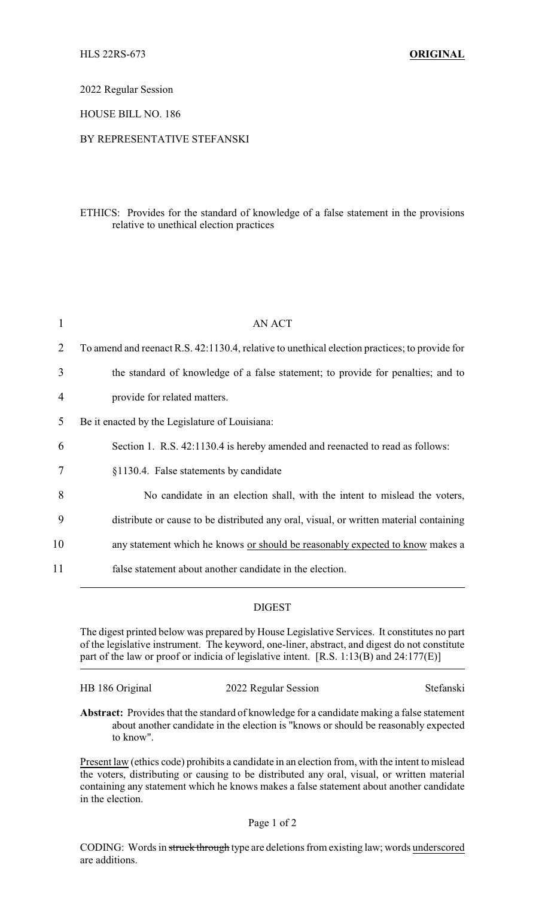HLS 22RS-673 **ORIGINAL**

2022 Regular Session

HOUSE BILL NO. 186

BY REPRESENTATIVE STEFANSKI

ETHICS: Provides for the standard of knowledge of a false statement in the provisions relative to unethical election practices

AN ACT

To amend and reenact R.S. 42:1130.4, relative to unethical election practices; to provide for the standard of knowledge of a false statement; to provide for penalties; and to provide for related matters.

Be it enacted by the Legislature of Louisiana:

Section 1. R.S. 42:1130.4 is hereby amended and reenacted to read as follows:

§1130.4. False statements by candidate

No candidate in an election shall, with the intent to mislead the voters, distribute or cause to be distributed any oral, visual, or written material containing any statement which he knows <u>or should be reasonably expected to know</u> makes a false statement about another candidate in the election.

---

DIGEST

The digest printed below was prepared by House Legislative Services. It constitutes no part of the legislative instrument. The keyword, one-liner, abstract, and digest do not constitute part of the law or proof or indicia of legislative intent. [R.S. 1:13(B) and 24:177(E)]

HB 186 Original 2022 Regular Session Stefanski

**Abstract:** Provides that the standard of knowledge for a candidate making a false statement about another candidate in the election is "knows or should be reasonably expected to know".

<u>Present law</u> (ethics code) prohibits a candidate in an election from, with the intent to mislead the voters, distributing or causing to be distributed any oral, visual, or written material containing any statement which he knows makes a false statement about another candidate in the election.

CODING: Words in ~~struck through~~ type are deletions from existing law; words <u>underscored</u> are additions.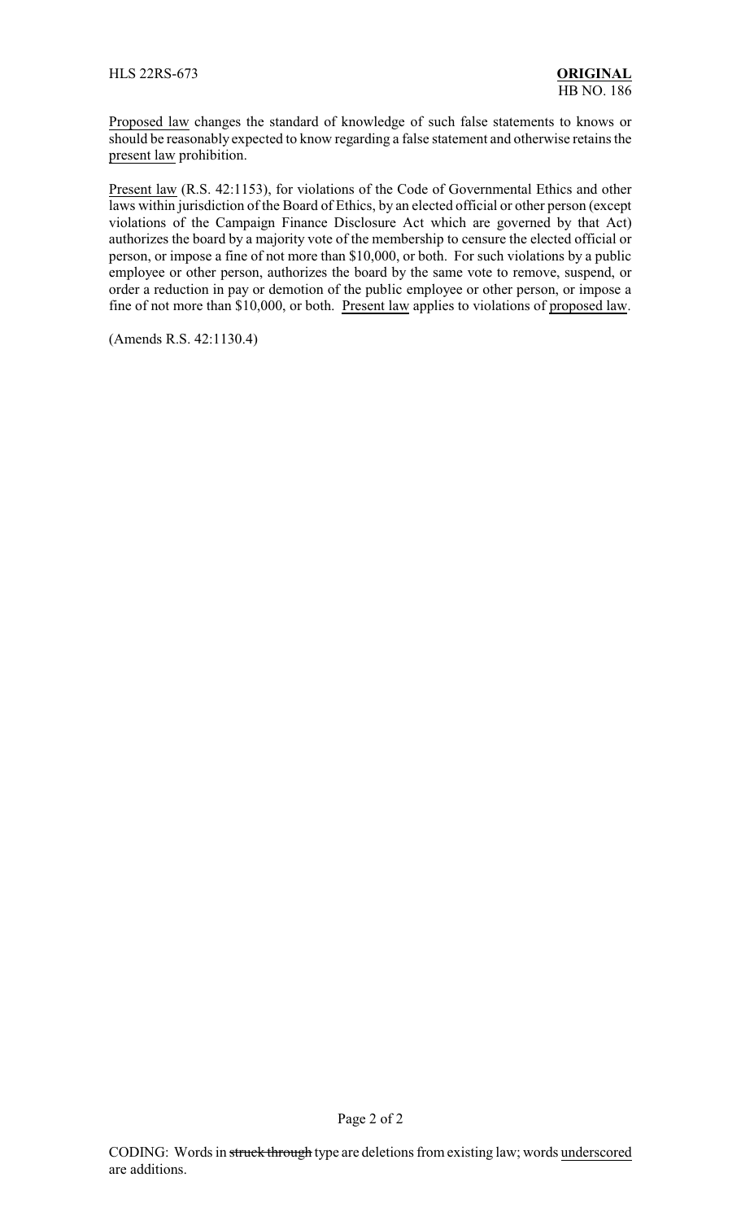Proposed law changes the standard of knowledge of such false statements to knows or should be reasonably expected to know regarding a false statement and otherwise retains the present law prohibition.

Present law (R.S. 42:1153), for violations of the Code of Governmental Ethics and other laws within jurisdiction of the Board of Ethics, by an elected official or other person (except violations of the Campaign Finance Disclosure Act which are governed by that Act) authorizes the board by a majority vote of the membership to censure the elected official or person, or impose a fine of not more than $10,000, or both. For such violations by a public employee or other person, authorizes the board by the same vote to remove, suspend, or order a reduction in pay or demotion of the public employee or other person, or impose a fine of not more than $10,000, or both. Present law applies to violations of proposed law.

(Amends R.S. 42:1130.4)

CODING: Words in ~~struck through~~ type are deletions from existing law; words underscored are additions.